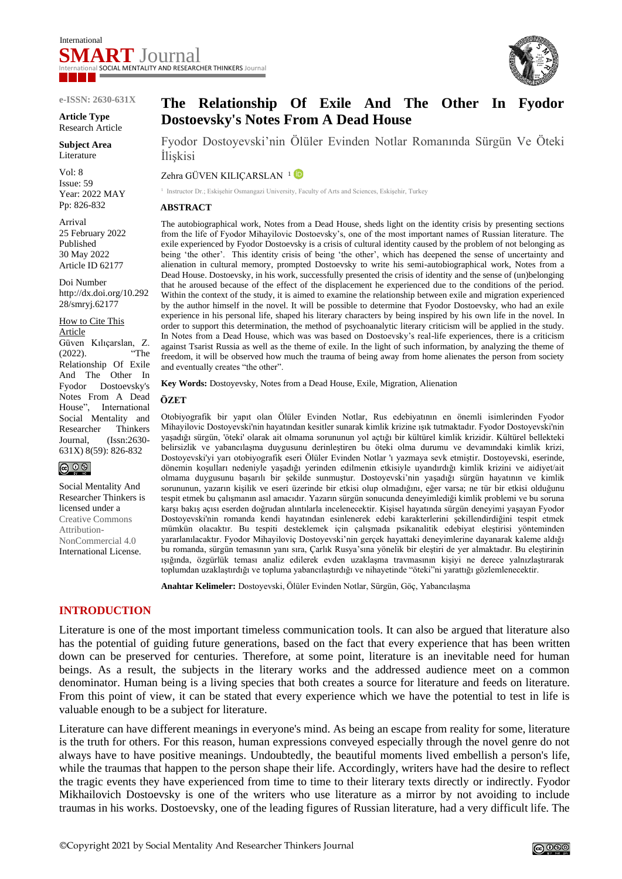International **SMART** Journal
International SOCIAL MENTALITY AND RESEARCHER THINKERS Journal

e-ISSN: 2630-631X

**Article Type**
Research Article

**Subject Area**
Literature

Vol: 8
Issue: 59
Year: 2022 MAY
Pp: 826-832

Arrival
25 February 2022
Published
30 May 2022
Article ID 62177

Doi Number
http://dx.doi.org/10.29228/smryj.62177

How to Cite This Article
Güven Kılıçarslan, Z. (2022). "The Relationship Of Exile And The Other In Fyodor Dostoevsky's Notes From A Dead House", International Social Mentality and Researcher Thinkers Journal, (Issn:2630-631X) 8(59): 826-832

Social Mentality And Researcher Thinkers is licensed under a Creative Commons Attribution-NonCommercial 4.0 International License.

# The Relationship Of Exile And The Other In Fyodor Dostoevsky's Notes From A Dead House

Fyodor Dostoyevski'nin Ölüler Evinden Notlar Romanında Sürgün Ve Öteki İlişkisi

Zehra GÜVEN KILIÇARSLAN [1]

[1] Instructor Dr.; Eskişehir Osmangazi University, Faculty of Arts and Sciences, Eskişehir, Turkey

### ABSTRACT

The autobiographical work, Notes from a Dead House, sheds light on the identity crisis by presenting sections from the life of Fyodor Mihayilovic Dostoevsky's, one of the most important names of Russian literature. The exile experienced by Fyodor Dostoevsky is a crisis of cultural identity caused by the problem of not belonging as being 'the other'. This identity crisis of being 'the other', which has deepened the sense of uncertainty and alienation in cultural memory, prompted Dostoevsky to write his semi-autobiographical work, Notes from a Dead House. Dostoevsky, in his work, successfully presented the crisis of identity and the sense of (un)belonging that he aroused because of the effect of the displacement he experienced due to the conditions of the period. Within the context of the study, it is aimed to examine the relationship between exile and migration experienced by the author himself in the novel. It will be possible to determine that Fyodor Dostoevsky, who had an exile experience in his personal life, shaped his literary characters by being inspired by his own life in the novel. In order to support this determination, the method of psychoanalytic literary criticism will be applied in the study. In Notes from a Dead House, which was was based on Dostoevsky's real-life experiences, there is a criticism against Tsarist Russia as well as the theme of exile. In the light of such information, by analyzing the theme of freedom, it will be observed how much the trauma of being away from home alienates the person from society and eventually creates "the other".

**Key Words:** Dostoyevsky, Notes from a Dead House, Exile, Migration, Alienation

### ÖZET

Otobiyografik bir yapıt olan Ölüler Evinden Notlar, Rus edebiyatının en önemli isimlerinden Fyodor Mihayilovic Dostoyevski'nin hayatından kesitler sunarak kimlik krizine ışık tutmaktadır. Fyodor Dostoyevski'nin yaşadığı sürgün, 'öteki' olarak ait olmama sorununun yol açtığı bir kültürel kimlik krizidir. Kültürel bellekteki belirsizlik ve yabancılaşma duygusunu derinleştiren bu öteki olma durumu ve devamındaki kimlik krizi, Dostoyevski'yi yarı otobiyografik eseri Ölüler Evinden Notlar 'ı yazmaya sevk etmiştir. Dostoyevski, eserinde, dönemin koşulları nedeniyle yaşadığı yerinden edilmenin etkisiyle uyandırdığı kimlik krizini ve aidiyet/ait olmama duygusunu başarılı bir şekilde sunmuştur. Dostoyevski'nin yaşadığı sürgün hayatının ve kimlik sorununun, yazarın kişilik ve eseri üzerinde bir etkisi olup olmadığını, eğer varsa; ne tür bir etkisi olduğunu tespit etmek bu çalışmanın asıl amacıdır. Yazarın sürgün sonucunda deneyimlediği kimlik problemi ve bu soruna karşı bakış açısı eserden doğrudan alıntılarla incelenecektir. Kişisel hayatında sürgün deneyimi yaşayan Fyodor Dostoyevski'nin romanda kendi hayatından esinlenerek edebi karakterlerini şekillendirdiğini tespit etmek mümkün olacaktır. Bu tespiti desteklemek için çalışmada psikanalitik edebiyat eleştirisi yönteminden yararlanılacaktır. Fyodor Mihayiloviç Dostoyevski'nin gerçek hayattaki deneyimlerine dayanarak kaleme aldığı bu romanda, sürgün temasının yanı sıra, Çarlık Rusya'sına yönelik bir eleştiri de yer almaktadır. Bu eleştirinin ışığında, özgürlük teması analiz edilerek evden uzaklaşma travmasının kişiyi ne derece yalnızlaştırarak toplumdan uzaklaştırdığı ve topluma yabancılaştırdığı ve nihayetinde "öteki"ni yarattığı gözlemlenecektir.

**Anahtar Kelimeler:** Dostoyevski, Ölüler Evinden Notlar, Sürgün, Göç, Yabancılaşma

## INTRODUCTION

Literature is one of the most important timeless communication tools. It can also be argued that literature also has the potential of guiding future generations, based on the fact that every experience that has been written down can be preserved for centuries. Therefore, at some point, literature is an inevitable need for human beings. As a result, the subjects in the literary works and the addressed audience meet on a common denominator. Human being is a living species that both creates a source for literature and feeds on literature. From this point of view, it can be stated that every experience which we have the potential to test in life is valuable enough to be a subject for literature.

Literature can have different meanings in everyone's mind. As being an escape from reality for some, literature is the truth for others. For this reason, human expressions conveyed especially through the novel genre do not always have to have positive meanings. Undoubtedly, the beautiful moments lived embellish a person's life, while the traumas that happen to the person shape their life. Accordingly, writers have had the desire to reflect the tragic events they have experienced from time to time to their literary texts directly or indirectly. Fyodor Mikhailovich Dostoevsky is one of the writers who use literature as a mirror by not avoiding to include traumas in his works. Dostoevsky, one of the leading figures of Russian literature, had a very difficult life. The

©Copyright 2021 by Social Mentality And Researcher Thinkers Journal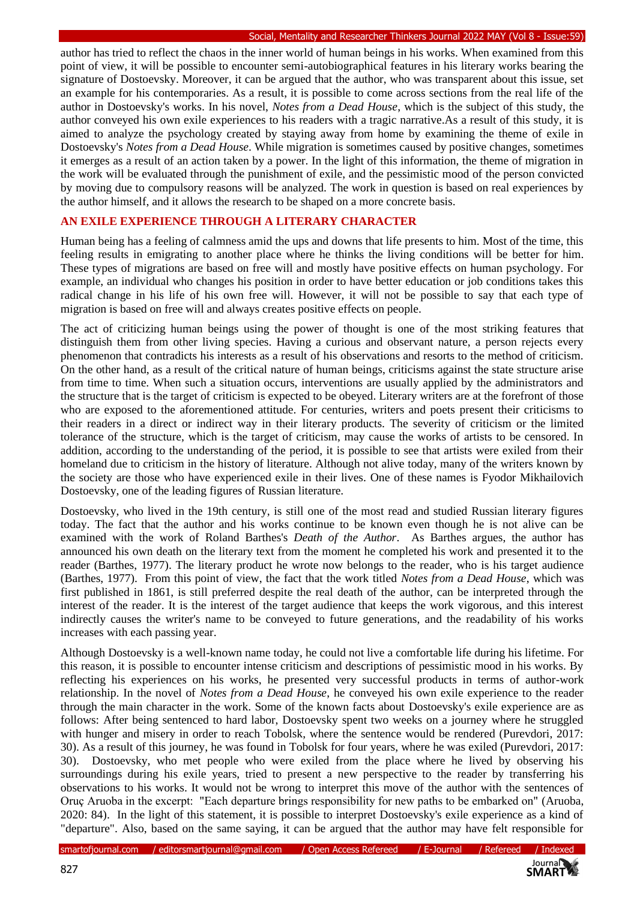author has tried to reflect the chaos in the inner world of human beings in his works. When examined from this point of view, it will be possible to encounter semi-autobiographical features in his literary works bearing the signature of Dostoevsky. Moreover, it can be argued that the author, who was transparent about this issue, set an example for his contemporaries. As a result, it is possible to come across sections from the real life of the author in Dostoevsky's works. In his novel, *Notes from a Dead House*, which is the subject of this study, the author conveyed his own exile experiences to his readers with a tragic narrative.As a result of this study, it is aimed to analyze the psychology created by staying away from home by examining the theme of exile in Dostoevsky's *Notes from a Dead House*. While migration is sometimes caused by positive changes, sometimes it emerges as a result of an action taken by a power. In the light of this information, the theme of migration in the work will be evaluated through the punishment of exile, and the pessimistic mood of the person convicted by moving due to compulsory reasons will be analyzed. The work in question is based on real experiences by the author himself, and it allows the research to be shaped on a more concrete basis.

## AN EXILE EXPERIENCE THROUGH A LITERARY CHARACTER

Human being has a feeling of calmness amid the ups and downs that life presents to him. Most of the time, this feeling results in emigrating to another place where he thinks the living conditions will be better for him. These types of migrations are based on free will and mostly have positive effects on human psychology. For example, an individual who changes his position in order to have better education or job conditions takes this radical change in his life of his own free will. However, it will not be possible to say that each type of migration is based on free will and always creates positive effects on people.

The act of criticizing human beings using the power of thought is one of the most striking features that distinguish them from other living species. Having a curious and observant nature, a person rejects every phenomenon that contradicts his interests as a result of his observations and resorts to the method of criticism. On the other hand, as a result of the critical nature of human beings, criticisms against the state structure arise from time to time. When such a situation occurs, interventions are usually applied by the administrators and the structure that is the target of criticism is expected to be obeyed. Literary writers are at the forefront of those who are exposed to the aforementioned attitude. For centuries, writers and poets present their criticisms to their readers in a direct or indirect way in their literary products. The severity of criticism or the limited tolerance of the structure, which is the target of criticism, may cause the works of artists to be censored. In addition, according to the understanding of the period, it is possible to see that artists were exiled from their homeland due to criticism in the history of literature. Although not alive today, many of the writers known by the society are those who have experienced exile in their lives. One of these names is Fyodor Mikhailovich Dostoevsky, one of the leading figures of Russian literature.

Dostoevsky, who lived in the 19th century, is still one of the most read and studied Russian literary figures today. The fact that the author and his works continue to be known even though he is not alive can be examined with the work of Roland Barthes's *Death of the Author*. As Barthes argues, the author has announced his own death on the literary text from the moment he completed his work and presented it to the reader (Barthes, 1977). The literary product he wrote now belongs to the reader, who is his target audience (Barthes, 1977). From this point of view, the fact that the work titled *Notes from a Dead House*, which was first published in 1861, is still preferred despite the real death of the author, can be interpreted through the interest of the reader. It is the interest of the target audience that keeps the work vigorous, and this interest indirectly causes the writer's name to be conveyed to future generations, and the readability of his works increases with each passing year.

Although Dostoevsky is a well-known name today, he could not live a comfortable life during his lifetime. For this reason, it is possible to encounter intense criticism and descriptions of pessimistic mood in his works. By reflecting his experiences on his works, he presented very successful products in terms of author-work relationship. In the novel of *Notes from a Dead House*, he conveyed his own exile experience to the reader through the main character in the work. Some of the known facts about Dostoevsky's exile experience are as follows: After being sentenced to hard labor, Dostoevsky spent two weeks on a journey where he struggled with hunger and misery in order to reach Tobolsk, where the sentence would be rendered (Purevdori, 2017: 30). As a result of this journey, he was found in Tobolsk for four years, where he was exiled (Purevdori, 2017: 30). Dostoevsky, who met people who were exiled from the place where he lived by observing his surroundings during his exile years, tried to present a new perspective to the reader by transferring his observations to his works. It would not be wrong to interpret this move of the author with the sentences of Oruç Aruoba in the excerpt: "Each departure brings responsibility for new paths to be embarked on" (Aruoba, 2020: 84). In the light of this statement, it is possible to interpret Dostoevsky's exile experience as a kind of "departure". Also, based on the same saying, it can be argued that the author may have felt responsible for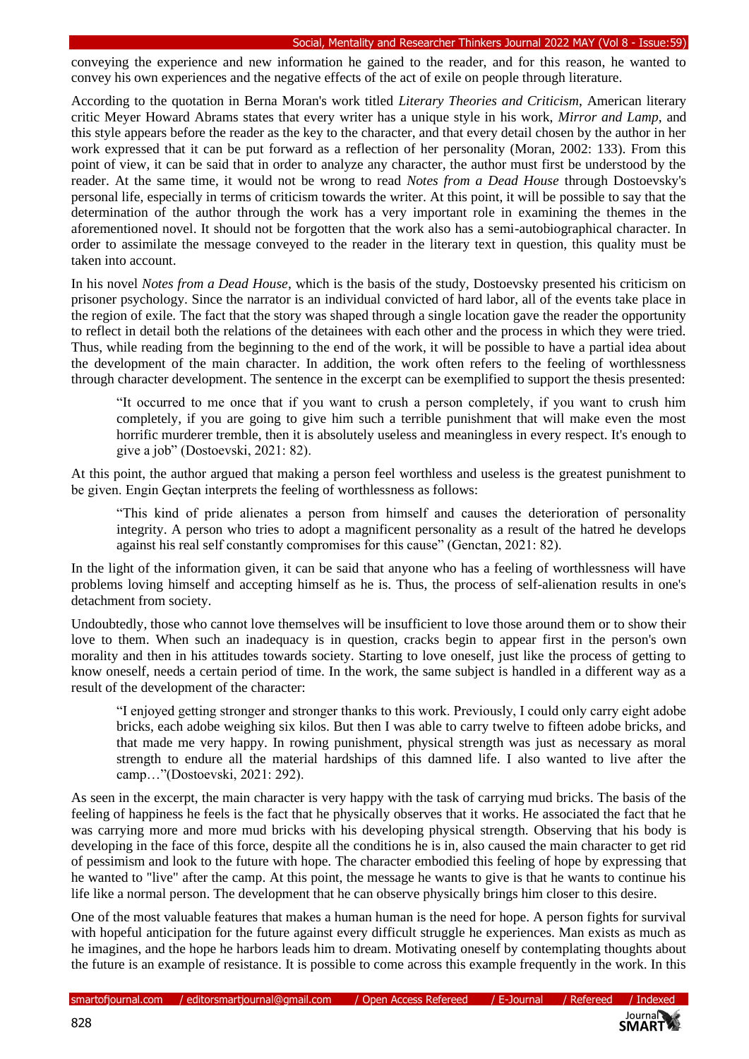conveying the experience and new information he gained to the reader, and for this reason, he wanted to convey his own experiences and the negative effects of the act of exile on people through literature.

According to the quotation in Berna Moran's work titled *Literary Theories and Criticism*, American literary critic Meyer Howard Abrams states that every writer has a unique style in his work, *Mirror and Lamp*, and this style appears before the reader as the key to the character, and that every detail chosen by the author in her work expressed that it can be put forward as a reflection of her personality (Moran, 2002: 133). From this point of view, it can be said that in order to analyze any character, the author must first be understood by the reader. At the same time, it would not be wrong to read *Notes from a Dead House* through Dostoevsky's personal life, especially in terms of criticism towards the writer. At this point, it will be possible to say that the determination of the author through the work has a very important role in examining the themes in the aforementioned novel. It should not be forgotten that the work also has a semi-autobiographical character. In order to assimilate the message conveyed to the reader in the literary text in question, this quality must be taken into account.

In his novel *Notes from a Dead House*, which is the basis of the study, Dostoevsky presented his criticism on prisoner psychology. Since the narrator is an individual convicted of hard labor, all of the events take place in the region of exile. The fact that the story was shaped through a single location gave the reader the opportunity to reflect in detail both the relations of the detainees with each other and the process in which they were tried. Thus, while reading from the beginning to the end of the work, it will be possible to have a partial idea about the development of the main character. In addition, the work often refers to the feeling of worthlessness through character development. The sentence in the excerpt can be exemplified to support the thesis presented:

> "It occurred to me once that if you want to crush a person completely, if you want to crush him completely, if you are going to give him such a terrible punishment that will make even the most horrific murderer tremble, then it is absolutely useless and meaningless in every respect. It's enough to give a job" (Dostoevski, 2021: 82).

At this point, the author argued that making a person feel worthless and useless is the greatest punishment to be given. Engin Geçtan interprets the feeling of worthlessness as follows:

> "This kind of pride alienates a person from himself and causes the deterioration of personality integrity. A person who tries to adopt a magnificent personality as a result of the hatred he develops against his real self constantly compromises for this cause" (Genctan, 2021: 82).

In the light of the information given, it can be said that anyone who has a feeling of worthlessness will have problems loving himself and accepting himself as he is. Thus, the process of self-alienation results in one's detachment from society.

Undoubtedly, those who cannot love themselves will be insufficient to love those around them or to show their love to them. When such an inadequacy is in question, cracks begin to appear first in the person's own morality and then in his attitudes towards society. Starting to love oneself, just like the process of getting to know oneself, needs a certain period of time. In the work, the same subject is handled in a different way as a result of the development of the character:

> "I enjoyed getting stronger and stronger thanks to this work. Previously, I could only carry eight adobe bricks, each adobe weighing six kilos. But then I was able to carry twelve to fifteen adobe bricks, and that made me very happy. In rowing punishment, physical strength was just as necessary as moral strength to endure all the material hardships of this damned life. I also wanted to live after the camp…"(Dostoevski, 2021: 292).

As seen in the excerpt, the main character is very happy with the task of carrying mud bricks. The basis of the feeling of happiness he feels is the fact that he physically observes that it works. He associated the fact that he was carrying more and more mud bricks with his developing physical strength. Observing that his body is developing in the face of this force, despite all the conditions he is in, also caused the main character to get rid of pessimism and look to the future with hope. The character embodied this feeling of hope by expressing that he wanted to "live" after the camp. At this point, the message he wants to give is that he wants to continue his life like a normal person. The development that he can observe physically brings him closer to this desire.

One of the most valuable features that makes a human human is the need for hope. A person fights for survival with hopeful anticipation for the future against every difficult struggle he experiences. Man exists as much as he imagines, and the hope he harbors leads him to dream. Motivating oneself by contemplating thoughts about the future is an example of resistance. It is possible to come across this example frequently in the work. In this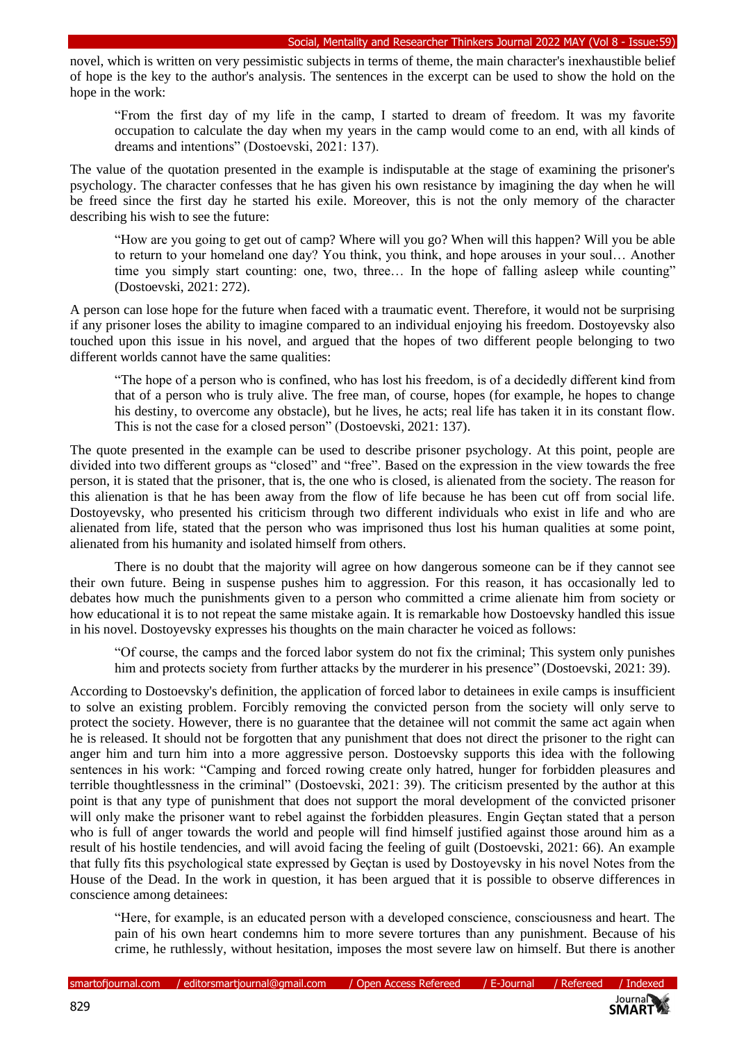novel, which is written on very pessimistic subjects in terms of theme, the main character's inexhaustible belief of hope is the key to the author's analysis. The sentences in the excerpt can be used to show the hold on the hope in the work:

> "From the first day of my life in the camp, I started to dream of freedom. It was my favorite occupation to calculate the day when my years in the camp would come to an end, with all kinds of dreams and intentions" (Dostoevski, 2021: 137).

The value of the quotation presented in the example is indisputable at the stage of examining the prisoner's psychology. The character confesses that he has given his own resistance by imagining the day when he will be freed since the first day he started his exile. Moreover, this is not the only memory of the character describing his wish to see the future:

> "How are you going to get out of camp? Where will you go? When will this happen? Will you be able to return to your homeland one day? You think, you think, and hope arouses in your soul… Another time you simply start counting: one, two, three… In the hope of falling asleep while counting" (Dostoevski, 2021: 272).

A person can lose hope for the future when faced with a traumatic event. Therefore, it would not be surprising if any prisoner loses the ability to imagine compared to an individual enjoying his freedom. Dostoyevsky also touched upon this issue in his novel, and argued that the hopes of two different people belonging to two different worlds cannot have the same qualities:

> "The hope of a person who is confined, who has lost his freedom, is of a decidedly different kind from that of a person who is truly alive. The free man, of course, hopes (for example, he hopes to change his destiny, to overcome any obstacle), but he lives, he acts; real life has taken it in its constant flow. This is not the case for a closed person" (Dostoevski, 2021: 137).

The quote presented in the example can be used to describe prisoner psychology. At this point, people are divided into two different groups as "closed" and "free". Based on the expression in the view towards the free person, it is stated that the prisoner, that is, the one who is closed, is alienated from the society. The reason for this alienation is that he has been away from the flow of life because he has been cut off from social life. Dostoyevsky, who presented his criticism through two different individuals who exist in life and who are alienated from life, stated that the person who was imprisoned thus lost his human qualities at some point, alienated from his humanity and isolated himself from others.

There is no doubt that the majority will agree on how dangerous someone can be if they cannot see their own future. Being in suspense pushes him to aggression. For this reason, it has occasionally led to debates how much the punishments given to a person who committed a crime alienate him from society or how educational it is to not repeat the same mistake again. It is remarkable how Dostoevsky handled this issue in his novel. Dostoyevsky expresses his thoughts on the main character he voiced as follows:

> "Of course, the camps and the forced labor system do not fix the criminal; This system only punishes him and protects society from further attacks by the murderer in his presence" (Dostoevski, 2021: 39).

According to Dostoevsky's definition, the application of forced labor to detainees in exile camps is insufficient to solve an existing problem. Forcibly removing the convicted person from the society will only serve to protect the society. However, there is no guarantee that the detainee will not commit the same act again when he is released. It should not be forgotten that any punishment that does not direct the prisoner to the right can anger him and turn him into a more aggressive person. Dostoevsky supports this idea with the following sentences in his work: "Camping and forced rowing create only hatred, hunger for forbidden pleasures and terrible thoughtlessness in the criminal" (Dostoevski, 2021: 39). The criticism presented by the author at this point is that any type of punishment that does not support the moral development of the convicted prisoner will only make the prisoner want to rebel against the forbidden pleasures. Engin Geçtan stated that a person who is full of anger towards the world and people will find himself justified against those around him as a result of his hostile tendencies, and will avoid facing the feeling of guilt (Dostoevski, 2021: 66). An example that fully fits this psychological state expressed by Geçtan is used by Dostoyevsky in his novel Notes from the House of the Dead. In the work in question, it has been argued that it is possible to observe differences in conscience among detainees:

> "Here, for example, is an educated person with a developed conscience, consciousness and heart. The pain of his own heart condemns him to more severe tortures than any punishment. Because of his crime, he ruthlessly, without hesitation, imposes the most severe law on himself. But there is another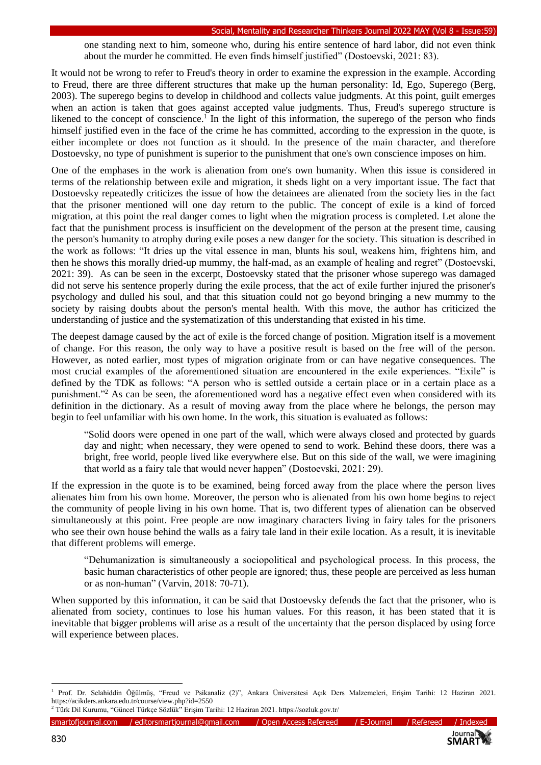> one standing next to him, someone who, during his entire sentence of hard labor, did not even think about the murder he committed. He even finds himself justified" (Dostoevski, 2021: 83).

It would not be wrong to refer to Freud's theory in order to examine the expression in the example. According to Freud, there are three different structures that make up the human personality: Id, Ego, Superego (Berg, 2003). The superego begins to develop in childhood and collects value judgments. At this point, guilt emerges when an action is taken that goes against accepted value judgments. Thus, Freud's superego structure is likened to the concept of conscience.[1] In the light of this information, the superego of the person who finds himself justified even in the face of the crime he has committed, according to the expression in the quote, is either incomplete or does not function as it should. In the presence of the main character, and therefore Dostoevsky, no type of punishment is superior to the punishment that one's own conscience imposes on him.

One of the emphases in the work is alienation from one's own humanity. When this issue is considered in terms of the relationship between exile and migration, it sheds light on a very important issue. The fact that Dostoevsky repeatedly criticizes the issue of how the detainees are alienated from the society lies in the fact that the prisoner mentioned will one day return to the public. The concept of exile is a kind of forced migration, at this point the real danger comes to light when the migration process is completed. Let alone the fact that the punishment process is insufficient on the development of the person at the present time, causing the person's humanity to atrophy during exile poses a new danger for the society. This situation is described in the work as follows: "It dries up the vital essence in man, blunts his soul, weakens him, frightens him, and then he shows this morally dried-up mummy, the half-mad, as an example of healing and regret" (Dostoevski, 2021: 39). As can be seen in the excerpt, Dostoevsky stated that the prisoner whose superego was damaged did not serve his sentence properly during the exile process, that the act of exile further injured the prisoner's psychology and dulled his soul, and that this situation could not go beyond bringing a new mummy to the society by raising doubts about the person's mental health. With this move, the author has criticized the understanding of justice and the systematization of this understanding that existed in his time.

The deepest damage caused by the act of exile is the forced change of position. Migration itself is a movement of change. For this reason, the only way to have a positive result is based on the free will of the person. However, as noted earlier, most types of migration originate from or can have negative consequences. The most crucial examples of the aforementioned situation are encountered in the exile experiences. "Exile" is defined by the TDK as follows: "A person who is settled outside a certain place or in a certain place as a punishment."[2] As can be seen, the aforementioned word has a negative effect even when considered with its definition in the dictionary. As a result of moving away from the place where he belongs, the person may begin to feel unfamiliar with his own home. In the work, this situation is evaluated as follows:

> "Solid doors were opened in one part of the wall, which were always closed and protected by guards day and night; when necessary, they were opened to send to work. Behind these doors, there was a bright, free world, people lived like everywhere else. But on this side of the wall, we were imagining that world as a fairy tale that would never happen" (Dostoevski, 2021: 29).

If the expression in the quote is to be examined, being forced away from the place where the person lives alienates him from his own home. Moreover, the person who is alienated from his own home begins to reject the community of people living in his own home. That is, two different types of alienation can be observed simultaneously at this point. Free people are now imaginary characters living in fairy tales for the prisoners who see their own house behind the walls as a fairy tale land in their exile location. As a result, it is inevitable that different problems will emerge.

> "Dehumanization is simultaneously a sociopolitical and psychological process. In this process, the basic human characteristics of other people are ignored; thus, these people are perceived as less human or as non-human" (Varvin, 2018: 70-71).

When supported by this information, it can be said that Dostoevsky defends the fact that the prisoner, who is alienated from society, continues to lose his human values. For this reason, it has been stated that it is inevitable that bigger problems will arise as a result of the uncertainty that the person displaced by using force will experience between places.

---

[1] Prof. Dr. Selahiddin Öğülmüş, "Freud ve Psikanaliz (2)", Ankara Üniversitesi Açık Ders Malzemeleri, Erişim Tarihi: 12 Haziran 2021. https://acikders.ankara.edu.tr/course/view.php?id=2550

[2] Türk Dil Kurumu, "Güncel Türkçe Sözlük" Erişim Tarihi: 12 Haziran 2021. https://sozluk.gov.tr/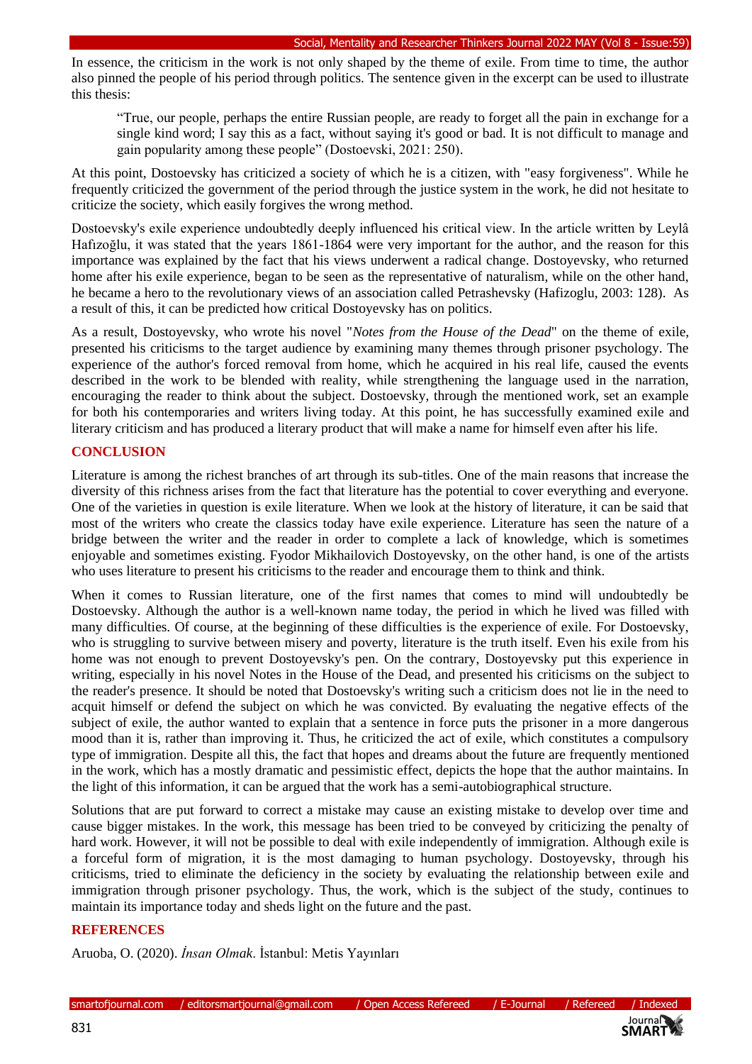In essence, the criticism in the work is not only shaped by the theme of exile. From time to time, the author also pinned the people of his period through politics. The sentence given in the excerpt can be used to illustrate this thesis:

> "True, our people, perhaps the entire Russian people, are ready to forget all the pain in exchange for a single kind word; I say this as a fact, without saying it's good or bad. It is not difficult to manage and gain popularity among these people" (Dostoevski, 2021: 250).

At this point, Dostoevsky has criticized a society of which he is a citizen, with "easy forgiveness". While he frequently criticized the government of the period through the justice system in the work, he did not hesitate to criticize the society, which easily forgives the wrong method.

Dostoevsky's exile experience undoubtedly deeply influenced his critical view. In the article written by Leylâ Hafızoğlu, it was stated that the years 1861-1864 were very important for the author, and the reason for this importance was explained by the fact that his views underwent a radical change. Dostoyevsky, who returned home after his exile experience, began to be seen as the representative of naturalism, while on the other hand, he became a hero to the revolutionary views of an association called Petrashevsky (Hafizoglu, 2003: 128). As a result of this, it can be predicted how critical Dostoyevsky has on politics.

As a result, Dostoyevsky, who wrote his novel "*Notes from the House of the Dead*" on the theme of exile, presented his criticisms to the target audience by examining many themes through prisoner psychology. The experience of the author's forced removal from home, which he acquired in his real life, caused the events described in the work to be blended with reality, while strengthening the language used in the narration, encouraging the reader to think about the subject. Dostoevsky, through the mentioned work, set an example for both his contemporaries and writers living today. At this point, he has successfully examined exile and literary criticism and has produced a literary product that will make a name for himself even after his life.

## CONCLUSION

Literature is among the richest branches of art through its sub-titles. One of the main reasons that increase the diversity of this richness arises from the fact that literature has the potential to cover everything and everyone. One of the varieties in question is exile literature. When we look at the history of literature, it can be said that most of the writers who create the classics today have exile experience. Literature has seen the nature of a bridge between the writer and the reader in order to complete a lack of knowledge, which is sometimes enjoyable and sometimes existing. Fyodor Mikhailovich Dostoyevsky, on the other hand, is one of the artists who uses literature to present his criticisms to the reader and encourage them to think and think.

When it comes to Russian literature, one of the first names that comes to mind will undoubtedly be Dostoevsky. Although the author is a well-known name today, the period in which he lived was filled with many difficulties. Of course, at the beginning of these difficulties is the experience of exile. For Dostoevsky, who is struggling to survive between misery and poverty, literature is the truth itself. Even his exile from his home was not enough to prevent Dostoyevsky's pen. On the contrary, Dostoyevsky put this experience in writing, especially in his novel Notes in the House of the Dead, and presented his criticisms on the subject to the reader's presence. It should be noted that Dostoevsky's writing such a criticism does not lie in the need to acquit himself or defend the subject on which he was convicted. By evaluating the negative effects of the subject of exile, the author wanted to explain that a sentence in force puts the prisoner in a more dangerous mood than it is, rather than improving it. Thus, he criticized the act of exile, which constitutes a compulsory type of immigration. Despite all this, the fact that hopes and dreams about the future are frequently mentioned in the work, which has a mostly dramatic and pessimistic effect, depicts the hope that the author maintains. In the light of this information, it can be argued that the work has a semi-autobiographical structure.

Solutions that are put forward to correct a mistake may cause an existing mistake to develop over time and cause bigger mistakes. In the work, this message has been tried to be conveyed by criticizing the penalty of hard work. However, it will not be possible to deal with exile independently of immigration. Although exile is a forceful form of migration, it is the most damaging to human psychology. Dostoyevsky, through his criticisms, tried to eliminate the deficiency in the society by evaluating the relationship between exile and immigration through prisoner psychology. Thus, the work, which is the subject of the study, continues to maintain its importance today and sheds light on the future and the past.

## REFERENCES

Aruoba, O. (2020). *İnsan Olmak*. İstanbul: Metis Yayınları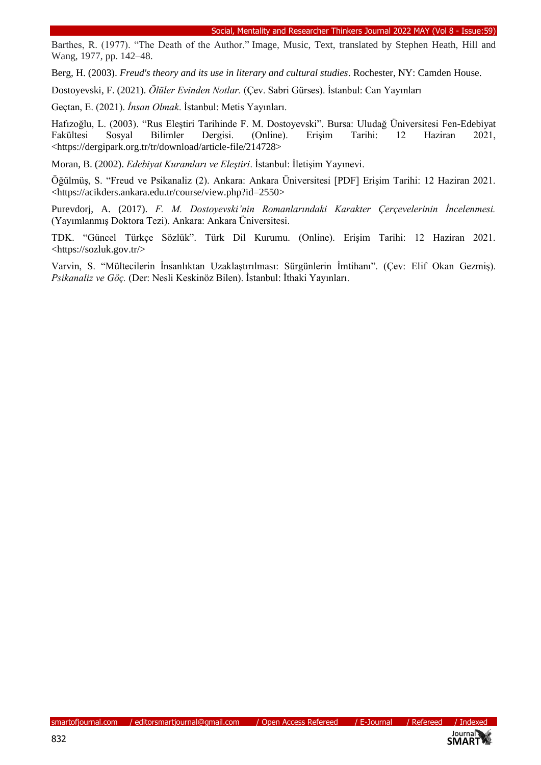Barthes, R. (1977). “The Death of the Author.” Image, Music, Text, translated by Stephen Heath, Hill and Wang, 1977, pp. 142–48.

Berg, H. (2003). *Freud's theory and its use in literary and cultural studies*. Rochester, NY: Camden House.

Dostoyevski, F. (2021). *Ölüler Evinden Notlar.* (Çev. Sabri Gürses). İstanbul: Can Yayınları

Geçtan, E. (2021). *İnsan Olmak*. İstanbul: Metis Yayınları.

Hafızoğlu, L. (2003). “Rus Eleştiri Tarihinde F. M. Dostoyevski”. Bursa: Uludağ Üniversitesi Fen-Edebiyat Fakültesi Sosyal Bilimler Dergisi. (Online). Erişim Tarihi: 12 Haziran 2021, <https://dergipark.org.tr/tr/download/article-file/214728>

Moran, B. (2002). *Edebiyat Kuramları ve Eleştiri*. İstanbul: İletişim Yayınevi.

Öğülmüş, S. “Freud ve Psikanaliz (2). Ankara: Ankara Üniversitesi [PDF] Erişim Tarihi: 12 Haziran 2021. <https://acikders.ankara.edu.tr/course/view.php?id=2550>

Purevdorj, A. (2017). *F. M. Dostoyevski'nin Romanlarındaki Karakter Çerçevelerinin İncelenmesi.* (Yayımlanmış Doktora Tezi). Ankara: Ankara Üniversitesi.

TDK. “Güncel Türkçe Sözlük”. Türk Dil Kurumu. (Online). Erişim Tarihi: 12 Haziran 2021. <https://sozluk.gov.tr/>

Varvin, S. “Mültecilerin İnsanlıktan Uzaklaştırılması: Sürgünlerin İmtihanı”. (Çev: Elif Okan Gezmiş). *Psikanaliz ve Göç.* (Der: Nesli Keskinöz Bilen). İstanbul: İthaki Yayınları.